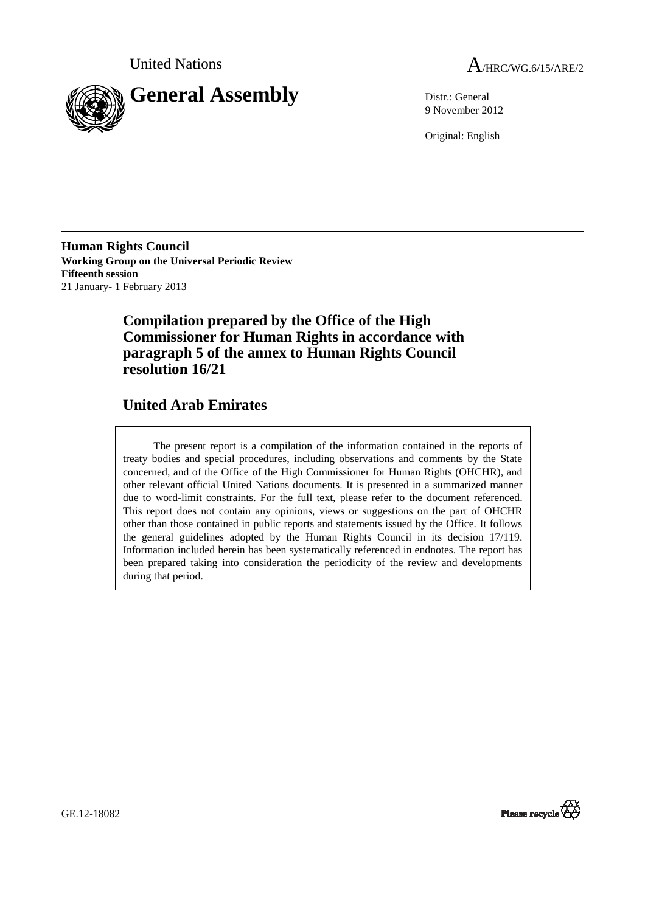United Nations

A/HRC/WG.6/15/ARE/2

# General Assembly

Distr.: General
9 November 2012

Original: English

**Human Rights Council**
**Working Group on the Universal Periodic Review**
**Fifteenth session**
21 January- 1 February 2013

## Compilation prepared by the Office of the High Commissioner for Human Rights in accordance with paragraph 5 of the annex to Human Rights Council resolution 16/21

## United Arab Emirates

The present report is a compilation of the information contained in the reports of treaty bodies and special procedures, including observations and comments by the State concerned, and of the Office of the High Commissioner for Human Rights (OHCHR), and other relevant official United Nations documents. It is presented in a summarized manner due to word-limit constraints. For the full text, please refer to the document referenced. This report does not contain any opinions, views or suggestions on the part of OHCHR other than those contained in public reports and statements issued by the Office. It follows the general guidelines adopted by the Human Rights Council in its decision 17/119. Information included herein has been systematically referenced in endnotes. The report has been prepared taking into consideration the periodicity of the review and developments during that period.

GE.12-18082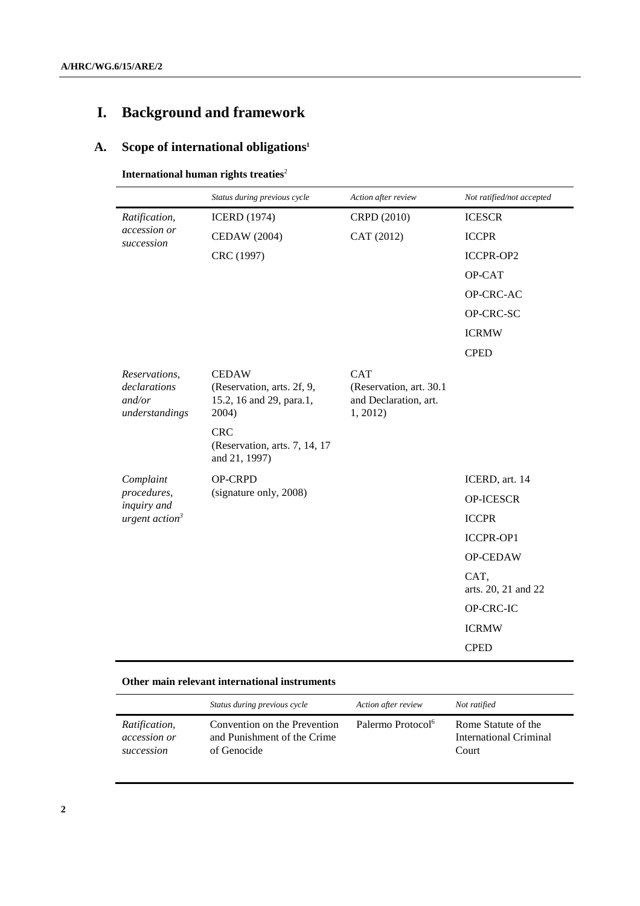# I. Background and framework

## A. Scope of international obligations[1]

**International human rights treaties**[2]

| | *Status during previous cycle* | *Action after review* | *Not ratified/not accepted* |
|---|---|---|---|
| *Ratification, accession or succession* | ICERD (1974) | CRPD (2010) | ICESCR |
| | CEDAW (2004) | CAT (2012) | ICCPR |
| | CRC (1997) | | ICCPR-OP2 |
| | | | OP-CAT |
| | | | OP-CRC-AC |
| | | | OP-CRC-SC |
| | | | ICRMW |
| | | | CPED |
| *Reservations, declarations and/or understandings* | CEDAW (Reservation, arts. 2f, 9, 15.2, 16 and 29, para.1, 2004) | CAT (Reservation, art. 30.1 and Declaration, art. 1, 2012) | |
| | CRC (Reservation, arts. 7, 14, 17 and 21, 1997) | | |
| *Complaint procedures, inquiry and urgent action*[3] | OP-CRPD (signature only, 2008) | | ICERD, art. 14 |
| | | | OP-ICESCR |
| | | | ICCPR |
| | | | ICCPR-OP1 |
| | | | OP-CEDAW |
| | | | CAT, arts. 20, 21 and 22 |
| | | | OP-CRC-IC |
| | | | ICRMW |
| | | | CPED |

**Other main relevant international instruments**

| | *Status during previous cycle* | *Action after review* | *Not ratified* |
|---|---|---|---|
| *Ratification, accession or succession* | Convention on the Prevention and Punishment of the Crime of Genocide | Palermo Protocol[6] | Rome Statute of the International Criminal Court |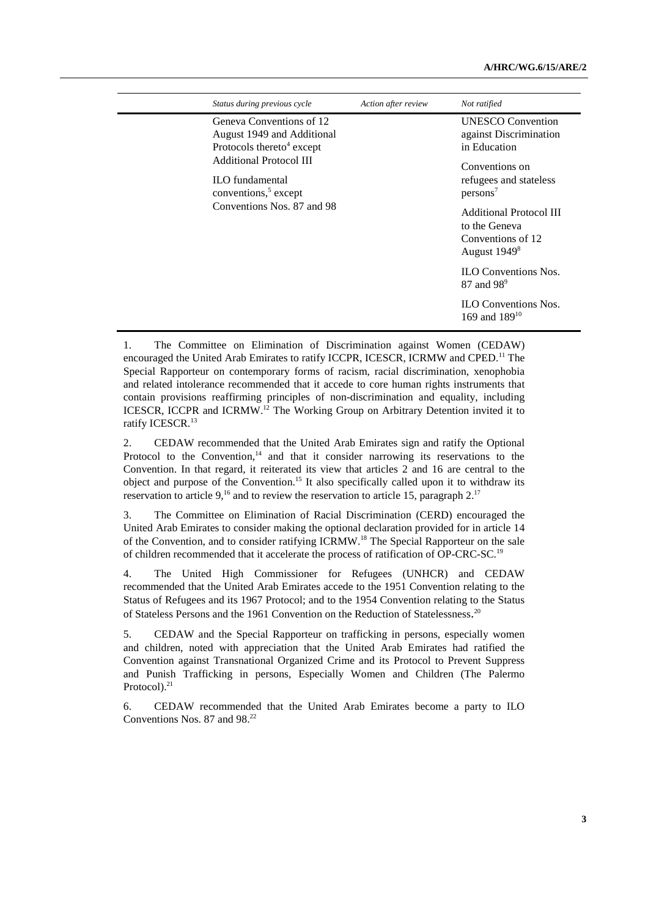| Status during previous cycle | Action after review | Not ratified |
|---|---|---|
| Geneva Conventions of 12 August 1949 and Additional Protocols thereto[4] except Additional Protocol III | | UNESCO Convention against Discrimination in Education |
| ILO fundamental conventions,[5] except Conventions Nos. 87 and 98 | | Conventions on refugees and stateless persons[7] |
| | | Additional Protocol III to the Geneva Conventions of 12 August 1949[8] |
| | | ILO Conventions Nos. 87 and 98[9] |
| | | ILO Conventions Nos. 169 and 189[10] |

1. The Committee on Elimination of Discrimination against Women (CEDAW) encouraged the United Arab Emirates to ratify ICCPR, ICESCR, ICRMW and CPED.[11] The Special Rapporteur on contemporary forms of racism, racial discrimination, xenophobia and related intolerance recommended that it accede to core human rights instruments that contain provisions reaffirming principles of non-discrimination and equality, including ICESCR, ICCPR and ICRMW.[12] The Working Group on Arbitrary Detention invited it to ratify ICESCR.[13]

2. CEDAW recommended that the United Arab Emirates sign and ratify the Optional Protocol to the Convention,[14] and that it consider narrowing its reservations to the Convention. In that regard, it reiterated its view that articles 2 and 16 are central to the object and purpose of the Convention.[15] It also specifically called upon it to withdraw its reservation to article 9,[16] and to review the reservation to article 15, paragraph 2.[17]

3. The Committee on Elimination of Racial Discrimination (CERD) encouraged the United Arab Emirates to consider making the optional declaration provided for in article 14 of the Convention, and to consider ratifying ICRMW.[18] The Special Rapporteur on the sale of children recommended that it accelerate the process of ratification of OP-CRC-SC.[19]

4. The United High Commissioner for Refugees (UNHCR) and CEDAW recommended that the United Arab Emirates accede to the 1951 Convention relating to the Status of Refugees and its 1967 Protocol; and to the 1954 Convention relating to the Status of Stateless Persons and the 1961 Convention on the Reduction of Statelessness.[20]

5. CEDAW and the Special Rapporteur on trafficking in persons, especially women and children, noted with appreciation that the United Arab Emirates had ratified the Convention against Transnational Organized Crime and its Protocol to Prevent Suppress and Punish Trafficking in persons, Especially Women and Children (The Palermo Protocol).[21]

6. CEDAW recommended that the United Arab Emirates become a party to ILO Conventions Nos. 87 and 98.[22]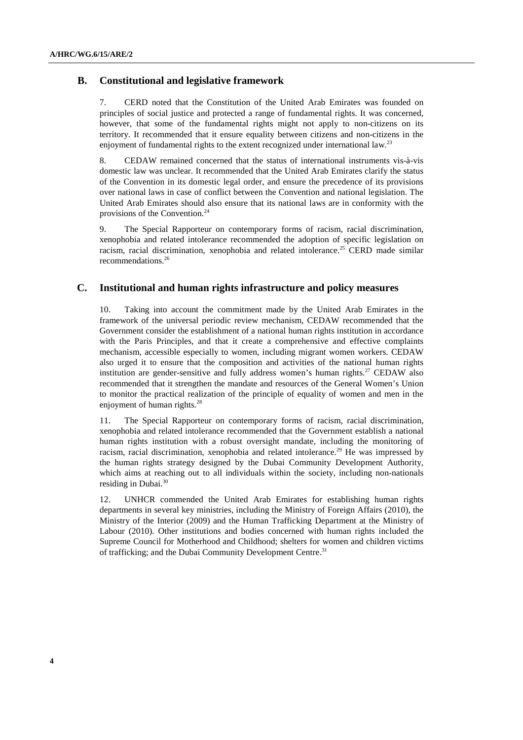## B. Constitutional and legislative framework

7. CERD noted that the Constitution of the United Arab Emirates was founded on principles of social justice and protected a range of fundamental rights. It was concerned, however, that some of the fundamental rights might not apply to non-citizens on its territory. It recommended that it ensure equality between citizens and non-citizens in the enjoyment of fundamental rights to the extent recognized under international law.[23]

8. CEDAW remained concerned that the status of international instruments vis-à-vis domestic law was unclear. It recommended that the United Arab Emirates clarify the status of the Convention in its domestic legal order, and ensure the precedence of its provisions over national laws in case of conflict between the Convention and national legislation. The United Arab Emirates should also ensure that its national laws are in conformity with the provisions of the Convention.[24]

9. The Special Rapporteur on contemporary forms of racism, racial discrimination, xenophobia and related intolerance recommended the adoption of specific legislation on racism, racial discrimination, xenophobia and related intolerance.[25] CERD made similar recommendations.[26]

## C. Institutional and human rights infrastructure and policy measures

10. Taking into account the commitment made by the United Arab Emirates in the framework of the universal periodic review mechanism, CEDAW recommended that the Government consider the establishment of a national human rights institution in accordance with the Paris Principles, and that it create a comprehensive and effective complaints mechanism, accessible especially to women, including migrant women workers. CEDAW also urged it to ensure that the composition and activities of the national human rights institution are gender-sensitive and fully address women's human rights.[27] CEDAW also recommended that it strengthen the mandate and resources of the General Women's Union to monitor the practical realization of the principle of equality of women and men in the enjoyment of human rights.[28]

11. The Special Rapporteur on contemporary forms of racism, racial discrimination, xenophobia and related intolerance recommended that the Government establish a national human rights institution with a robust oversight mandate, including the monitoring of racism, racial discrimination, xenophobia and related intolerance.[29] He was impressed by the human rights strategy designed by the Dubai Community Development Authority, which aims at reaching out to all individuals within the society, including non-nationals residing in Dubai.[30]

12. UNHCR commended the United Arab Emirates for establishing human rights departments in several key ministries, including the Ministry of Foreign Affairs (2010), the Ministry of the Interior (2009) and the Human Trafficking Department at the Ministry of Labour (2010). Other institutions and bodies concerned with human rights included the Supreme Council for Motherhood and Childhood; shelters for women and children victims of trafficking; and the Dubai Community Development Centre.[31]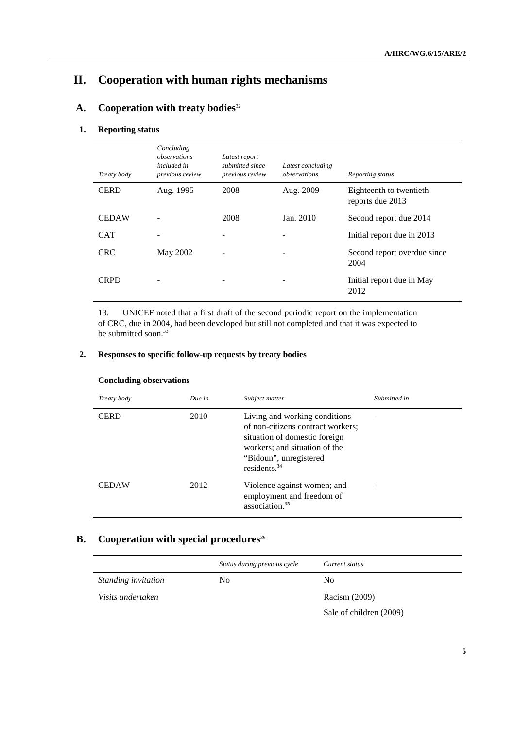# II. Cooperation with human rights mechanisms

## A. Cooperation with treaty bodies[32]

### 1. Reporting status

| *Treaty body* | *Concluding observations included in previous review* | *Latest report submitted since previous review* | *Latest concluding observations* | *Reporting status* |
|---|---|---|---|---|
| CERD | Aug. 1995 | 2008 | Aug. 2009 | Eighteenth to twentieth reports due 2013 |
| CEDAW | - | 2008 | Jan. 2010 | Second report due 2014 |
| CAT | - | - | - | Initial report due in 2013 |
| CRC | May 2002 | - | - | Second report overdue since 2004 |
| CRPD | - | - | - | Initial report due in May 2012 |

13. UNICEF noted that a first draft of the second periodic report on the implementation of CRC, due in 2004, had been developed but still not completed and that it was expected to be submitted soon.[33]

### 2. Responses to specific follow-up requests by treaty bodies

**Concluding observations**

| *Treaty body* | *Due in* | *Subject matter* | *Submitted in* |
|---|---|---|---|
| CERD | 2010 | Living and working conditions of non-citizens contract workers; situation of domestic foreign workers; and situation of the "Bidoun", unregistered residents.[34] | - |
| CEDAW | 2012 | Violence against women; and employment and freedom of association.[35] | - |

## B. Cooperation with special procedures[36]

| | *Status during previous cycle* | *Current status* |
|---|---|---|
| *Standing invitation* | No | No |
| *Visits undertaken* | | Racism (2009) |
| | | Sale of children (2009) |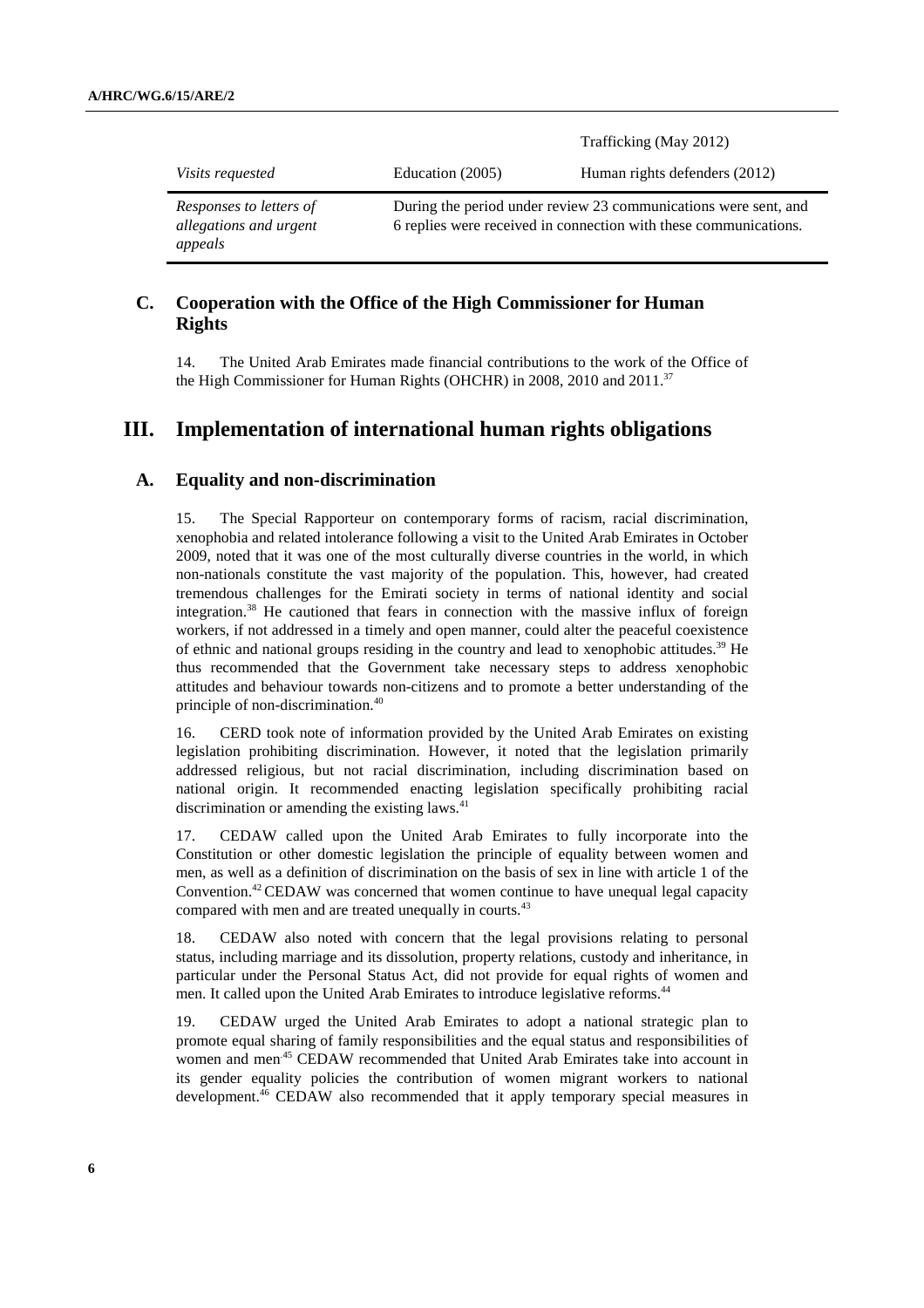| | | Trafficking (May 2012) |
|---|---|---|
| *Visits requested* | Education (2005) | Human rights defenders (2012) |
| *Responses to letters of allegations and urgent appeals* | During the period under review 23 communications were sent, and 6 replies were received in connection with these communications. | |

## C. Cooperation with the Office of the High Commissioner for Human Rights

14. The United Arab Emirates made financial contributions to the work of the Office of the High Commissioner for Human Rights (OHCHR) in 2008, 2010 and 2011.[37]

# III. Implementation of international human rights obligations

## A. Equality and non-discrimination

15. The Special Rapporteur on contemporary forms of racism, racial discrimination, xenophobia and related intolerance following a visit to the United Arab Emirates in October 2009, noted that it was one of the most culturally diverse countries in the world, in which non-nationals constitute the vast majority of the population. This, however, had created tremendous challenges for the Emirati society in terms of national identity and social integration.[38] He cautioned that fears in connection with the massive influx of foreign workers, if not addressed in a timely and open manner, could alter the peaceful coexistence of ethnic and national groups residing in the country and lead to xenophobic attitudes.[39] He thus recommended that the Government take necessary steps to address xenophobic attitudes and behaviour towards non-citizens and to promote a better understanding of the principle of non-discrimination.[40]

16. CERD took note of information provided by the United Arab Emirates on existing legislation prohibiting discrimination. However, it noted that the legislation primarily addressed religious, but not racial discrimination, including discrimination based on national origin. It recommended enacting legislation specifically prohibiting racial discrimination or amending the existing laws.[41]

17. CEDAW called upon the United Arab Emirates to fully incorporate into the Constitution or other domestic legislation the principle of equality between women and men, as well as a definition of discrimination on the basis of sex in line with article 1 of the Convention.[42] CEDAW was concerned that women continue to have unequal legal capacity compared with men and are treated unequally in courts.[43]

18. CEDAW also noted with concern that the legal provisions relating to personal status, including marriage and its dissolution, property relations, custody and inheritance, in particular under the Personal Status Act, did not provide for equal rights of women and men. It called upon the United Arab Emirates to introduce legislative reforms.[44]

19. CEDAW urged the United Arab Emirates to adopt a national strategic plan to promote equal sharing of family responsibilities and the equal status and responsibilities of women and men.[45] CEDAW recommended that United Arab Emirates take into account in its gender equality policies the contribution of women migrant workers to national development.[46] CEDAW also recommended that it apply temporary special measures in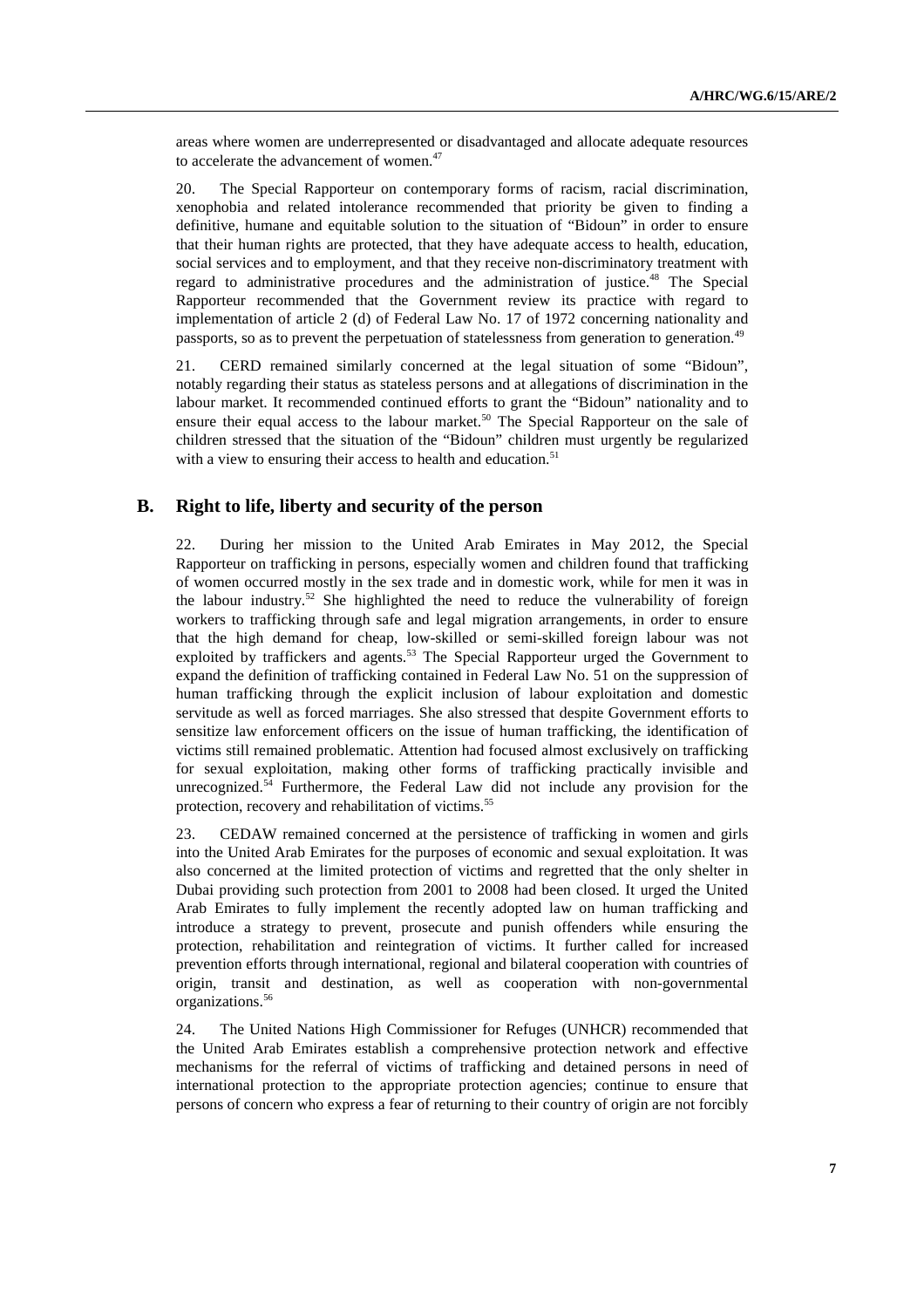areas where women are underrepresented or disadvantaged and allocate adequate resources to accelerate the advancement of women.[47]

20. The Special Rapporteur on contemporary forms of racism, racial discrimination, xenophobia and related intolerance recommended that priority be given to finding a definitive, humane and equitable solution to the situation of "Bidoun" in order to ensure that their human rights are protected, that they have adequate access to health, education, social services and to employment, and that they receive non-discriminatory treatment with regard to administrative procedures and the administration of justice.[48] The Special Rapporteur recommended that the Government review its practice with regard to implementation of article 2 (d) of Federal Law No. 17 of 1972 concerning nationality and passports, so as to prevent the perpetuation of statelessness from generation to generation.[49]

21. CERD remained similarly concerned at the legal situation of some "Bidoun", notably regarding their status as stateless persons and at allegations of discrimination in the labour market. It recommended continued efforts to grant the "Bidoun" nationality and to ensure their equal access to the labour market.[50] The Special Rapporteur on the sale of children stressed that the situation of the "Bidoun" children must urgently be regularized with a view to ensuring their access to health and education.[51]

## B. Right to life, liberty and security of the person

22. During her mission to the United Arab Emirates in May 2012, the Special Rapporteur on trafficking in persons, especially women and children found that trafficking of women occurred mostly in the sex trade and in domestic work, while for men it was in the labour industry.[52] She highlighted the need to reduce the vulnerability of foreign workers to trafficking through safe and legal migration arrangements, in order to ensure that the high demand for cheap, low-skilled or semi-skilled foreign labour was not exploited by traffickers and agents.[53] The Special Rapporteur urged the Government to expand the definition of trafficking contained in Federal Law No. 51 on the suppression of human trafficking through the explicit inclusion of labour exploitation and domestic servitude as well as forced marriages. She also stressed that despite Government efforts to sensitize law enforcement officers on the issue of human trafficking, the identification of victims still remained problematic. Attention had focused almost exclusively on trafficking for sexual exploitation, making other forms of trafficking practically invisible and unrecognized.[54] Furthermore, the Federal Law did not include any provision for the protection, recovery and rehabilitation of victims.[55]

23. CEDAW remained concerned at the persistence of trafficking in women and girls into the United Arab Emirates for the purposes of economic and sexual exploitation. It was also concerned at the limited protection of victims and regretted that the only shelter in Dubai providing such protection from 2001 to 2008 had been closed. It urged the United Arab Emirates to fully implement the recently adopted law on human trafficking and introduce a strategy to prevent, prosecute and punish offenders while ensuring the protection, rehabilitation and reintegration of victims. It further called for increased prevention efforts through international, regional and bilateral cooperation with countries of origin, transit and destination, as well as cooperation with non-governmental organizations.[56]

24. The United Nations High Commissioner for Refuges (UNHCR) recommended that the United Arab Emirates establish a comprehensive protection network and effective mechanisms for the referral of victims of trafficking and detained persons in need of international protection to the appropriate protection agencies; continue to ensure that persons of concern who express a fear of returning to their country of origin are not forcibly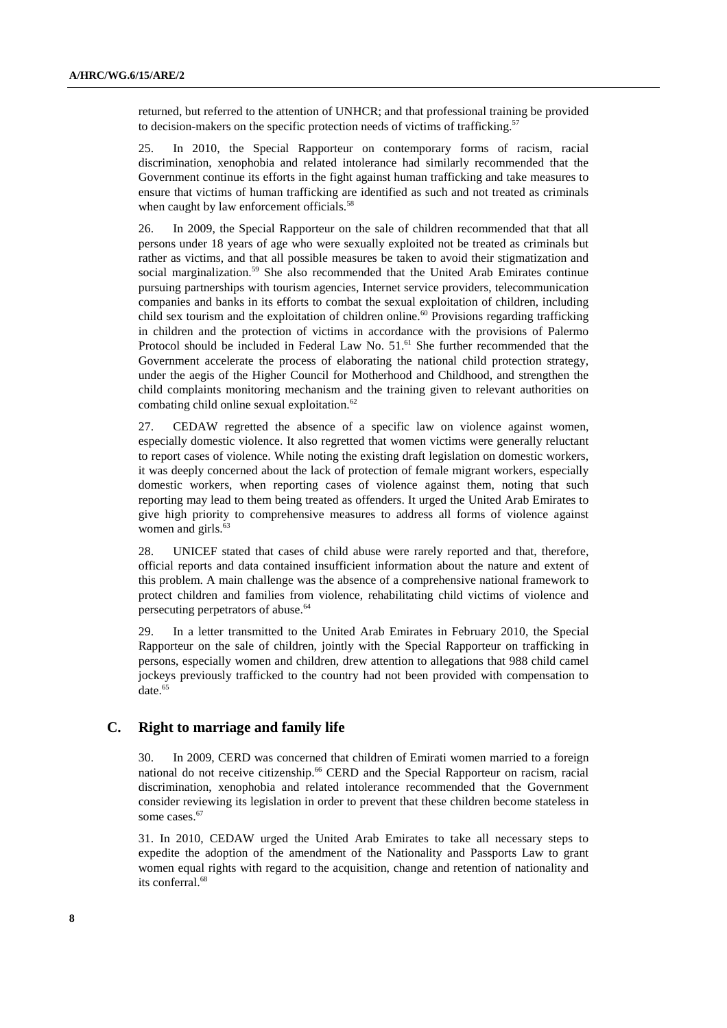returned, but referred to the attention of UNHCR; and that professional training be provided to decision-makers on the specific protection needs of victims of trafficking.[57]

25. In 2010, the Special Rapporteur on contemporary forms of racism, racial discrimination, xenophobia and related intolerance had similarly recommended that the Government continue its efforts in the fight against human trafficking and take measures to ensure that victims of human trafficking are identified as such and not treated as criminals when caught by law enforcement officials.[58]

26. In 2009, the Special Rapporteur on the sale of children recommended that that all persons under 18 years of age who were sexually exploited not be treated as criminals but rather as victims, and that all possible measures be taken to avoid their stigmatization and social marginalization.[59] She also recommended that the United Arab Emirates continue pursuing partnerships with tourism agencies, Internet service providers, telecommunication companies and banks in its efforts to combat the sexual exploitation of children, including child sex tourism and the exploitation of children online.[60] Provisions regarding trafficking in children and the protection of victims in accordance with the provisions of Palermo Protocol should be included in Federal Law No. 51.[61] She further recommended that the Government accelerate the process of elaborating the national child protection strategy, under the aegis of the Higher Council for Motherhood and Childhood, and strengthen the child complaints monitoring mechanism and the training given to relevant authorities on combating child online sexual exploitation.[62]

27. CEDAW regretted the absence of a specific law on violence against women, especially domestic violence. It also regretted that women victims were generally reluctant to report cases of violence. While noting the existing draft legislation on domestic workers, it was deeply concerned about the lack of protection of female migrant workers, especially domestic workers, when reporting cases of violence against them, noting that such reporting may lead to them being treated as offenders. It urged the United Arab Emirates to give high priority to comprehensive measures to address all forms of violence against women and girls.[63]

28. UNICEF stated that cases of child abuse were rarely reported and that, therefore, official reports and data contained insufficient information about the nature and extent of this problem. A main challenge was the absence of a comprehensive national framework to protect children and families from violence, rehabilitating child victims of violence and persecuting perpetrators of abuse.[64]

29. In a letter transmitted to the United Arab Emirates in February 2010, the Special Rapporteur on the sale of children, jointly with the Special Rapporteur on trafficking in persons, especially women and children, drew attention to allegations that 988 child camel jockeys previously trafficked to the country had not been provided with compensation to date.[65]

## C. Right to marriage and family life

30. In 2009, CERD was concerned that children of Emirati women married to a foreign national do not receive citizenship.[66] CERD and the Special Rapporteur on racism, racial discrimination, xenophobia and related intolerance recommended that the Government consider reviewing its legislation in order to prevent that these children become stateless in some cases.[67]

31. In 2010, CEDAW urged the United Arab Emirates to take all necessary steps to expedite the adoption of the amendment of the Nationality and Passports Law to grant women equal rights with regard to the acquisition, change and retention of nationality and its conferral.[68]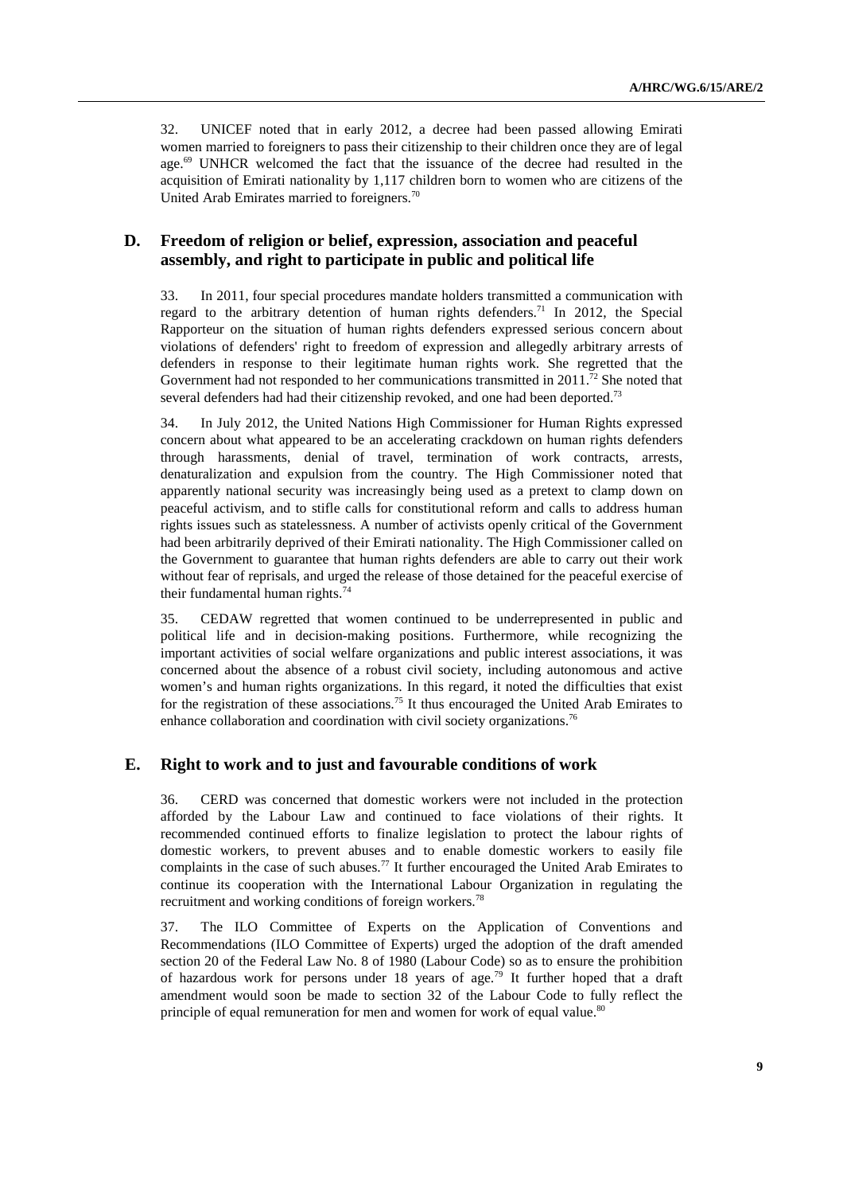32. UNICEF noted that in early 2012, a decree had been passed allowing Emirati women married to foreigners to pass their citizenship to their children once they are of legal age.[69] UNHCR welcomed the fact that the issuance of the decree had resulted in the acquisition of Emirati nationality by 1,117 children born to women who are citizens of the United Arab Emirates married to foreigners.[70]

## D. Freedom of religion or belief, expression, association and peaceful assembly, and right to participate in public and political life

33. In 2011, four special procedures mandate holders transmitted a communication with regard to the arbitrary detention of human rights defenders.[71] In 2012, the Special Rapporteur on the situation of human rights defenders expressed serious concern about violations of defenders' right to freedom of expression and allegedly arbitrary arrests of defenders in response to their legitimate human rights work. She regretted that the Government had not responded to her communications transmitted in 2011.[72] She noted that several defenders had had their citizenship revoked, and one had been deported.[73]

34. In July 2012, the United Nations High Commissioner for Human Rights expressed concern about what appeared to be an accelerating crackdown on human rights defenders through harassments, denial of travel, termination of work contracts, arrests, denaturalization and expulsion from the country. The High Commissioner noted that apparently national security was increasingly being used as a pretext to clamp down on peaceful activism, and to stifle calls for constitutional reform and calls to address human rights issues such as statelessness. A number of activists openly critical of the Government had been arbitrarily deprived of their Emirati nationality. The High Commissioner called on the Government to guarantee that human rights defenders are able to carry out their work without fear of reprisals, and urged the release of those detained for the peaceful exercise of their fundamental human rights.[74]

35. CEDAW regretted that women continued to be underrepresented in public and political life and in decision-making positions. Furthermore, while recognizing the important activities of social welfare organizations and public interest associations, it was concerned about the absence of a robust civil society, including autonomous and active women's and human rights organizations. In this regard, it noted the difficulties that exist for the registration of these associations.[75] It thus encouraged the United Arab Emirates to enhance collaboration and coordination with civil society organizations.[76]

## E. Right to work and to just and favourable conditions of work

36. CERD was concerned that domestic workers were not included in the protection afforded by the Labour Law and continued to face violations of their rights. It recommended continued efforts to finalize legislation to protect the labour rights of domestic workers, to prevent abuses and to enable domestic workers to easily file complaints in the case of such abuses.[77] It further encouraged the United Arab Emirates to continue its cooperation with the International Labour Organization in regulating the recruitment and working conditions of foreign workers.[78]

37. The ILO Committee of Experts on the Application of Conventions and Recommendations (ILO Committee of Experts) urged the adoption of the draft amended section 20 of the Federal Law No. 8 of 1980 (Labour Code) so as to ensure the prohibition of hazardous work for persons under 18 years of age.[79] It further hoped that a draft amendment would soon be made to section 32 of the Labour Code to fully reflect the principle of equal remuneration for men and women for work of equal value.[80]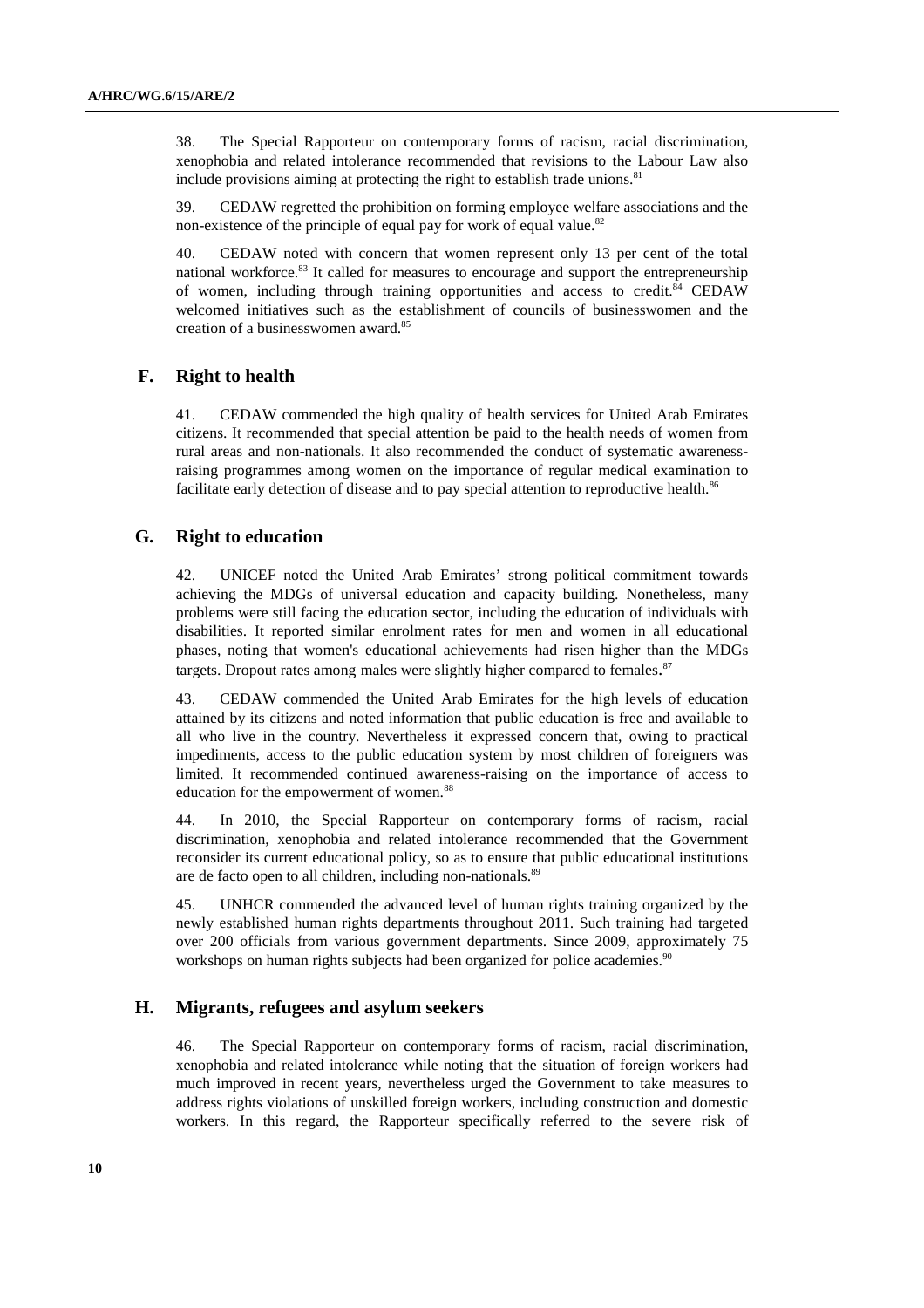38. The Special Rapporteur on contemporary forms of racism, racial discrimination, xenophobia and related intolerance recommended that revisions to the Labour Law also include provisions aiming at protecting the right to establish trade unions.[81]

39. CEDAW regretted the prohibition on forming employee welfare associations and the non-existence of the principle of equal pay for work of equal value.[82]

40. CEDAW noted with concern that women represent only 13 per cent of the total national workforce.[83] It called for measures to encourage and support the entrepreneurship of women, including through training opportunities and access to credit.[84] CEDAW welcomed initiatives such as the establishment of councils of businesswomen and the creation of a businesswomen award.[85]

## F. Right to health

41. CEDAW commended the high quality of health services for United Arab Emirates citizens. It recommended that special attention be paid to the health needs of women from rural areas and non-nationals. It also recommended the conduct of systematic awareness-raising programmes among women on the importance of regular medical examination to facilitate early detection of disease and to pay special attention to reproductive health.[86]

## G. Right to education

42. UNICEF noted the United Arab Emirates' strong political commitment towards achieving the MDGs of universal education and capacity building. Nonetheless, many problems were still facing the education sector, including the education of individuals with disabilities. It reported similar enrolment rates for men and women in all educational phases, noting that women's educational achievements had risen higher than the MDGs targets. Dropout rates among males were slightly higher compared to females.[87]

43. CEDAW commended the United Arab Emirates for the high levels of education attained by its citizens and noted information that public education is free and available to all who live in the country. Nevertheless it expressed concern that, owing to practical impediments, access to the public education system by most children of foreigners was limited. It recommended continued awareness-raising on the importance of access to education for the empowerment of women.[88]

44. In 2010, the Special Rapporteur on contemporary forms of racism, racial discrimination, xenophobia and related intolerance recommended that the Government reconsider its current educational policy, so as to ensure that public educational institutions are de facto open to all children, including non-nationals.[89]

45. UNHCR commended the advanced level of human rights training organized by the newly established human rights departments throughout 2011. Such training had targeted over 200 officials from various government departments. Since 2009, approximately 75 workshops on human rights subjects had been organized for police academies.[90]

## H. Migrants, refugees and asylum seekers

46. The Special Rapporteur on contemporary forms of racism, racial discrimination, xenophobia and related intolerance while noting that the situation of foreign workers had much improved in recent years, nevertheless urged the Government to take measures to address rights violations of unskilled foreign workers, including construction and domestic workers. In this regard, the Rapporteur specifically referred to the severe risk of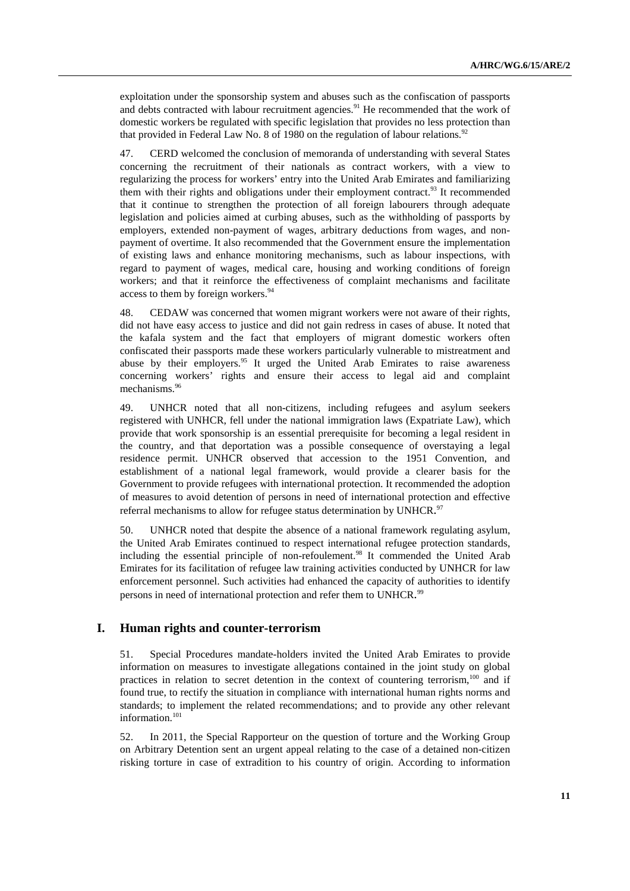exploitation under the sponsorship system and abuses such as the confiscation of passports and debts contracted with labour recruitment agencies.[91] He recommended that the work of domestic workers be regulated with specific legislation that provides no less protection than that provided in Federal Law No. 8 of 1980 on the regulation of labour relations.[92]

47. CERD welcomed the conclusion of memoranda of understanding with several States concerning the recruitment of their nationals as contract workers, with a view to regularizing the process for workers' entry into the United Arab Emirates and familiarizing them with their rights and obligations under their employment contract.[93] It recommended that it continue to strengthen the protection of all foreign labourers through adequate legislation and policies aimed at curbing abuses, such as the withholding of passports by employers, extended non-payment of wages, arbitrary deductions from wages, and non-payment of overtime. It also recommended that the Government ensure the implementation of existing laws and enhance monitoring mechanisms, such as labour inspections, with regard to payment of wages, medical care, housing and working conditions of foreign workers; and that it reinforce the effectiveness of complaint mechanisms and facilitate access to them by foreign workers.[94]

48. CEDAW was concerned that women migrant workers were not aware of their rights, did not have easy access to justice and did not gain redress in cases of abuse. It noted that the kafala system and the fact that employers of migrant domestic workers often confiscated their passports made these workers particularly vulnerable to mistreatment and abuse by their employers.[95] It urged the United Arab Emirates to raise awareness concerning workers' rights and ensure their access to legal aid and complaint mechanisms.[96]

49. UNHCR noted that all non-citizens, including refugees and asylum seekers registered with UNHCR, fell under the national immigration laws (Expatriate Law), which provide that work sponsorship is an essential prerequisite for becoming a legal resident in the country, and that deportation was a possible consequence of overstaying a legal residence permit. UNHCR observed that accession to the 1951 Convention, and establishment of a national legal framework, would provide a clearer basis for the Government to provide refugees with international protection. It recommended the adoption of measures to avoid detention of persons in need of international protection and effective referral mechanisms to allow for refugee status determination by UNHCR.[97]

50. UNHCR noted that despite the absence of a national framework regulating asylum, the United Arab Emirates continued to respect international refugee protection standards, including the essential principle of non-refoulement.[98] It commended the United Arab Emirates for its facilitation of refugee law training activities conducted by UNHCR for law enforcement personnel. Such activities had enhanced the capacity of authorities to identify persons in need of international protection and refer them to UNHCR.[99]

## I. Human rights and counter-terrorism

51. Special Procedures mandate-holders invited the United Arab Emirates to provide information on measures to investigate allegations contained in the joint study on global practices in relation to secret detention in the context of countering terrorism,[100] and if found true, to rectify the situation in compliance with international human rights norms and standards; to implement the related recommendations; and to provide any other relevant information.[101]

52. In 2011, the Special Rapporteur on the question of torture and the Working Group on Arbitrary Detention sent an urgent appeal relating to the case of a detained non-citizen risking torture in case of extradition to his country of origin. According to information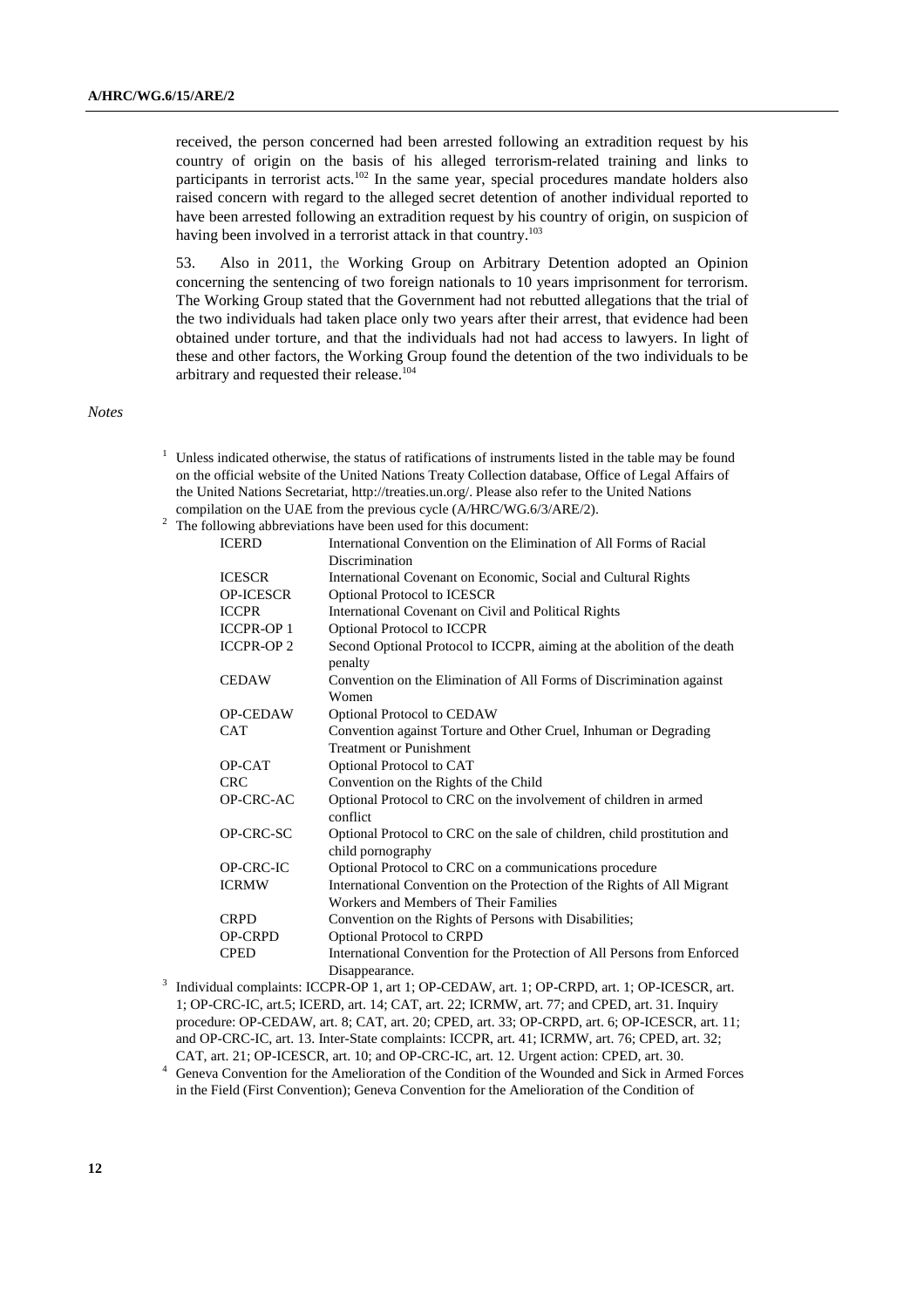received, the person concerned had been arrested following an extradition request by his country of origin on the basis of his alleged terrorism-related training and links to participants in terrorist acts.[102] In the same year, special procedures mandate holders also raised concern with regard to the alleged secret detention of another individual reported to have been arrested following an extradition request by his country of origin, on suspicion of having been involved in a terrorist attack in that country.[103]

53. Also in 2011, the Working Group on Arbitrary Detention adopted an Opinion concerning the sentencing of two foreign nationals to 10 years imprisonment for terrorism. The Working Group stated that the Government had not rebutted allegations that the trial of the two individuals had taken place only two years after their arrest, that evidence had been obtained under torture, and that the individuals had not had access to lawyers. In light of these and other factors, the Working Group found the detention of the two individuals to be arbitrary and requested their release.[104]

*Notes*

[1] Unless indicated otherwise, the status of ratifications of instruments listed in the table may be found on the official website of the United Nations Treaty Collection database, Office of Legal Affairs of the United Nations Secretariat, http://treaties.un.org/. Please also refer to the United Nations compilation on the UAE from the previous cycle (A/HRC/WG.6/3/ARE/2).

[2] The following abbreviations have been used for this document:

| | |
|---|---|
| ICERD | International Convention on the Elimination of All Forms of Racial Discrimination |
| ICESCR | International Covenant on Economic, Social and Cultural Rights |
| OP-ICESCR | Optional Protocol to ICESCR |
| ICCPR | International Covenant on Civil and Political Rights |
| ICCPR-OP 1 | Optional Protocol to ICCPR |
| ICCPR-OP 2 | Second Optional Protocol to ICCPR, aiming at the abolition of the death penalty |
| CEDAW | Convention on the Elimination of All Forms of Discrimination against Women |
| OP-CEDAW | Optional Protocol to CEDAW |
| CAT | Convention against Torture and Other Cruel, Inhuman or Degrading Treatment or Punishment |
| OP-CAT | Optional Protocol to CAT |
| CRC | Convention on the Rights of the Child |
| OP-CRC-AC | Optional Protocol to CRC on the involvement of children in armed conflict |
| OP-CRC-SC | Optional Protocol to CRC on the sale of children, child prostitution and child pornography |
| OP-CRC-IC | Optional Protocol to CRC on a communications procedure |
| ICRMW | International Convention on the Protection of the Rights of All Migrant Workers and Members of Their Families |
| CRPD | Convention on the Rights of Persons with Disabilities; |
| OP-CRPD | Optional Protocol to CRPD |
| CPED | International Convention for the Protection of All Persons from Enforced Disappearance. |

[3] Individual complaints: ICCPR-OP 1, art 1; OP-CEDAW, art. 1; OP-CRPD, art. 1; OP-ICESCR, art. 1; OP-CRC-IC, art.5; ICERD, art. 14; CAT, art. 22; ICRMW, art. 77; and CPED, art. 31. Inquiry procedure: OP-CEDAW, art. 8; CAT, art. 20; CPED, art. 33; OP-CRPD, art. 6; OP-ICESCR, art. 11; and OP-CRC-IC, art. 13. Inter-State complaints: ICCPR, art. 41; ICRMW, art. 76; CPED, art. 32; CAT, art. 21; OP-ICESCR, art. 10; and OP-CRC-IC, art. 12. Urgent action: CPED, art. 30.

[4] Geneva Convention for the Amelioration of the Condition of the Wounded and Sick in Armed Forces in the Field (First Convention); Geneva Convention for the Amelioration of the Condition of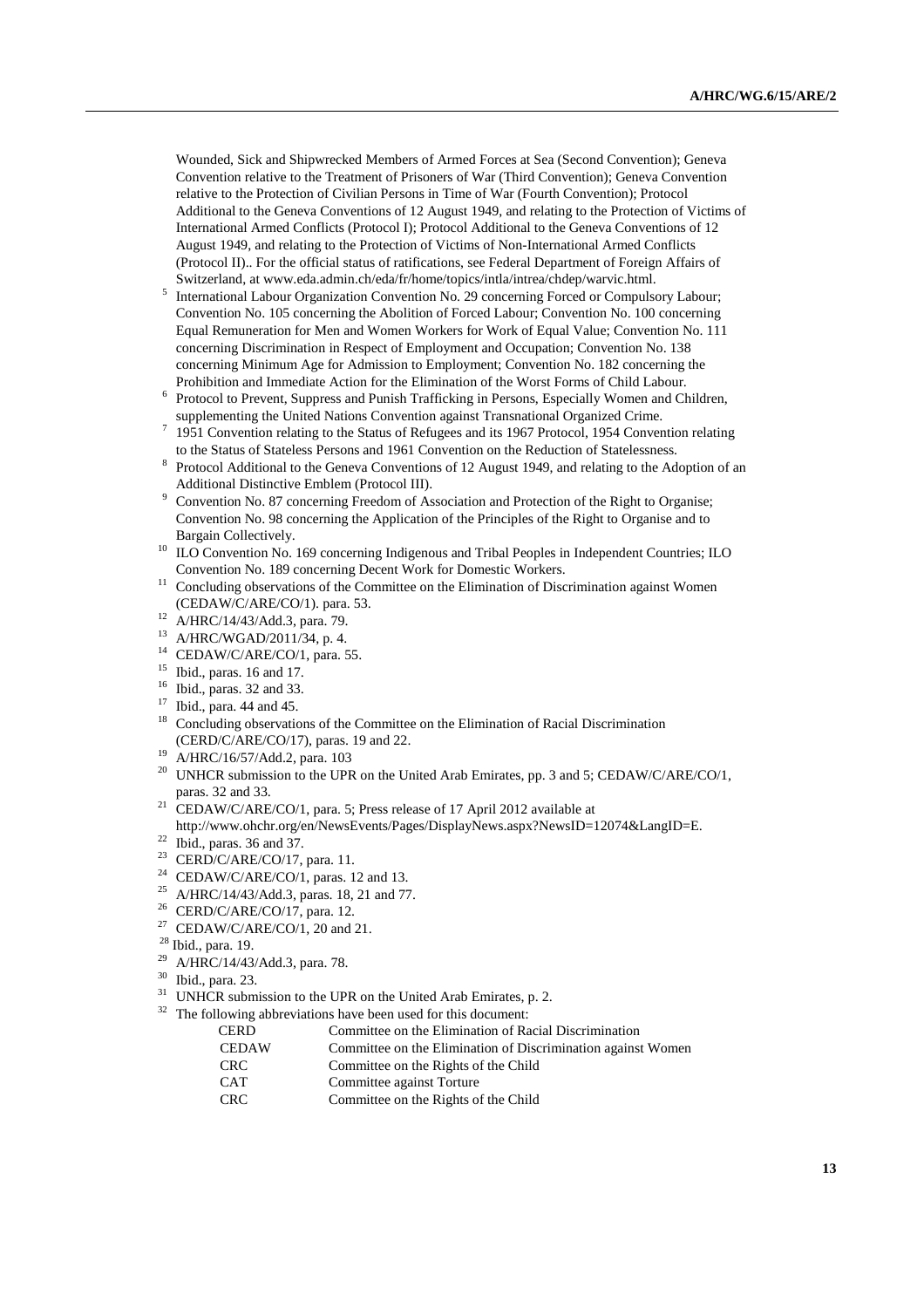Wounded, Sick and Shipwrecked Members of Armed Forces at Sea (Second Convention); Geneva Convention relative to the Treatment of Prisoners of War (Third Convention); Geneva Convention relative to the Protection of Civilian Persons in Time of War (Fourth Convention); Protocol Additional to the Geneva Conventions of 12 August 1949, and relating to the Protection of Victims of International Armed Conflicts (Protocol I); Protocol Additional to the Geneva Conventions of 12 August 1949, and relating to the Protection of Victims of Non-International Armed Conflicts (Protocol II).. For the official status of ratifications, see Federal Department of Foreign Affairs of Switzerland, at www.eda.admin.ch/eda/fr/home/topics/intla/intrea/chdep/warvic.html.

[5] International Labour Organization Convention No. 29 concerning Forced or Compulsory Labour; Convention No. 105 concerning the Abolition of Forced Labour; Convention No. 100 concerning Equal Remuneration for Men and Women Workers for Work of Equal Value; Convention No. 111 concerning Discrimination in Respect of Employment and Occupation; Convention No. 138 concerning Minimum Age for Admission to Employment; Convention No. 182 concerning the Prohibition and Immediate Action for the Elimination of the Worst Forms of Child Labour.

[6] Protocol to Prevent, Suppress and Punish Trafficking in Persons, Especially Women and Children, supplementing the United Nations Convention against Transnational Organized Crime.

[7] 1951 Convention relating to the Status of Refugees and its 1967 Protocol, 1954 Convention relating to the Status of Stateless Persons and 1961 Convention on the Reduction of Statelessness.

[8] Protocol Additional to the Geneva Conventions of 12 August 1949, and relating to the Adoption of an Additional Distinctive Emblem (Protocol III).

[9] Convention No. 87 concerning Freedom of Association and Protection of the Right to Organise; Convention No. 98 concerning the Application of the Principles of the Right to Organise and to Bargain Collectively.

[10] ILO Convention No. 169 concerning Indigenous and Tribal Peoples in Independent Countries; ILO Convention No. 189 concerning Decent Work for Domestic Workers.

[11] Concluding observations of the Committee on the Elimination of Discrimination against Women (CEDAW/C/ARE/CO/1). para. 53.

[12] A/HRC/14/43/Add.3, para. 79.

[13] A/HRC/WGAD/2011/34, p. 4.

[14] CEDAW/C/ARE/CO/1, para. 55.

[15] Ibid., paras. 16 and 17.

[16] Ibid., paras. 32 and 33.

[17] Ibid., para. 44 and 45.

[18] Concluding observations of the Committee on the Elimination of Racial Discrimination (CERD/C/ARE/CO/17), paras. 19 and 22.

[19] A/HRC/16/57/Add.2, para. 103

[20] UNHCR submission to the UPR on the United Arab Emirates, pp. 3 and 5; CEDAW/C/ARE/CO/1, paras. 32 and 33.

[21] CEDAW/C/ARE/CO/1, para. 5; Press release of 17 April 2012 available at http://www.ohchr.org/en/NewsEvents/Pages/DisplayNews.aspx?NewsID=12074&LangID=E.

[22] Ibid., paras. 36 and 37.

[23] CERD/C/ARE/CO/17, para. 11.

[24] CEDAW/C/ARE/CO/1, paras. 12 and 13.

[25] A/HRC/14/43/Add.3, paras. 18, 21 and 77.

[26] CERD/C/ARE/CO/17, para. 12.

[27] CEDAW/C/ARE/CO/1, 20 and 21.

[28] Ibid., para. 19.

[29] A/HRC/14/43/Add.3, para. 78.

[30] Ibid., para. 23.

[31] UNHCR submission to the UPR on the United Arab Emirates, p. 2.

[32] The following abbreviations have been used for this document:

| | |
|---|---|
| CERD | Committee on the Elimination of Racial Discrimination |
| CEDAW | Committee on the Elimination of Discrimination against Women |
| CRC | Committee on the Rights of the Child |
| CAT | Committee against Torture |
| CRC | Committee on the Rights of the Child |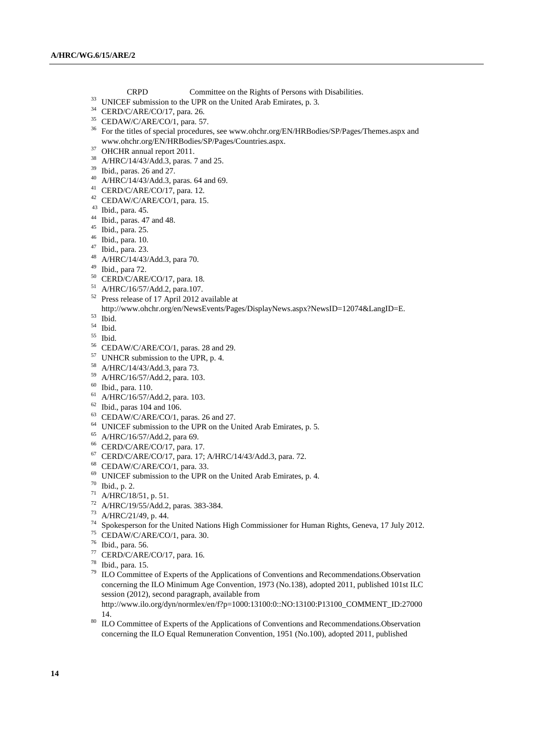CRPD Committee on the Rights of Persons with Disabilities.

[33] UNICEF submission to the UPR on the United Arab Emirates, p. 3.

[34] CERD/C/ARE/CO/17, para. 26.

[35] CEDAW/C/ARE/CO/1, para. 57.

[36] For the titles of special procedures, see www.ohchr.org/EN/HRBodies/SP/Pages/Themes.aspx and www.ohchr.org/EN/HRBodies/SP/Pages/Countries.aspx.

[37] OHCHR annual report 2011.

[38] A/HRC/14/43/Add.3, paras. 7 and 25.

[39] Ibid., paras. 26 and 27.

[40] A/HRC/14/43/Add.3, paras. 64 and 69.

[41] CERD/C/ARE/CO/17, para. 12.

[42] CEDAW/C/ARE/CO/1, para. 15.

[43] Ibid., para. 45.

[44] Ibid., paras. 47 and 48.

[45] Ibid., para. 25.

[46] Ibid., para. 10.

[47] Ibid., para. 23.

[48] A/HRC/14/43/Add.3, para 70.

[49] Ibid., para 72.

[50] CERD/C/ARE/CO/17, para. 18.

[51] A/HRC/16/57/Add.2, para.107.

[52] Press release of 17 April 2012 available at http://www.ohchr.org/en/NewsEvents/Pages/DisplayNews.aspx?NewsID=12074&LangID=E.

[53] Ibid.

[54] Ibid.

[55] Ibid.

[56] CEDAW/C/ARE/CO/1, paras. 28 and 29.

[57] UNHCR submission to the UPR, p. 4.

[58] A/HRC/14/43/Add.3, para 73.

[59] A/HRC/16/57/Add.2, para. 103.

[60] Ibid., para. 110.

[61] A/HRC/16/57/Add.2, para. 103.

[62] Ibid., paras 104 and 106.

[63] CEDAW/C/ARE/CO/1, paras. 26 and 27.

[64] UNICEF submission to the UPR on the United Arab Emirates, p. 5.

[65] A/HRC/16/57/Add.2, para 69.

[66] CERD/C/ARE/CO/17, para. 17.

[67] CERD/C/ARE/CO/17, para. 17; A/HRC/14/43/Add.3, para. 72.

[68] CEDAW/C/ARE/CO/1, para. 33.

[69] UNICEF submission to the UPR on the United Arab Emirates, p. 4.

[70] Ibid., p. 2.

[71] A/HRC/18/51, p. 51.

[72] A/HRC/19/55/Add.2, paras. 383-384.

[73] A/HRC/21/49, p. 44.

[74] Spokesperson for the United Nations High Commissioner for Human Rights, Geneva, 17 July 2012.

[75] CEDAW/C/ARE/CO/1, para. 30.

[76] Ibid., para. 56.

[77] CERD/C/ARE/CO/17, para. 16.

[78] Ibid., para. 15.

[79] ILO Committee of Experts of the Applications of Conventions and Recommendations.Observation concerning the ILO Minimum Age Convention, 1973 (No.138), adopted 2011, published 101st ILC session (2012), second paragraph, available from http://www.ilo.org/dyn/normlex/en/f?p=1000:13100:0::NO:13100:P13100_COMMENT_ID:2700014.

[80] ILO Committee of Experts of the Applications of Conventions and Recommendations.Observation concerning the ILO Equal Remuneration Convention, 1951 (No.100), adopted 2011, published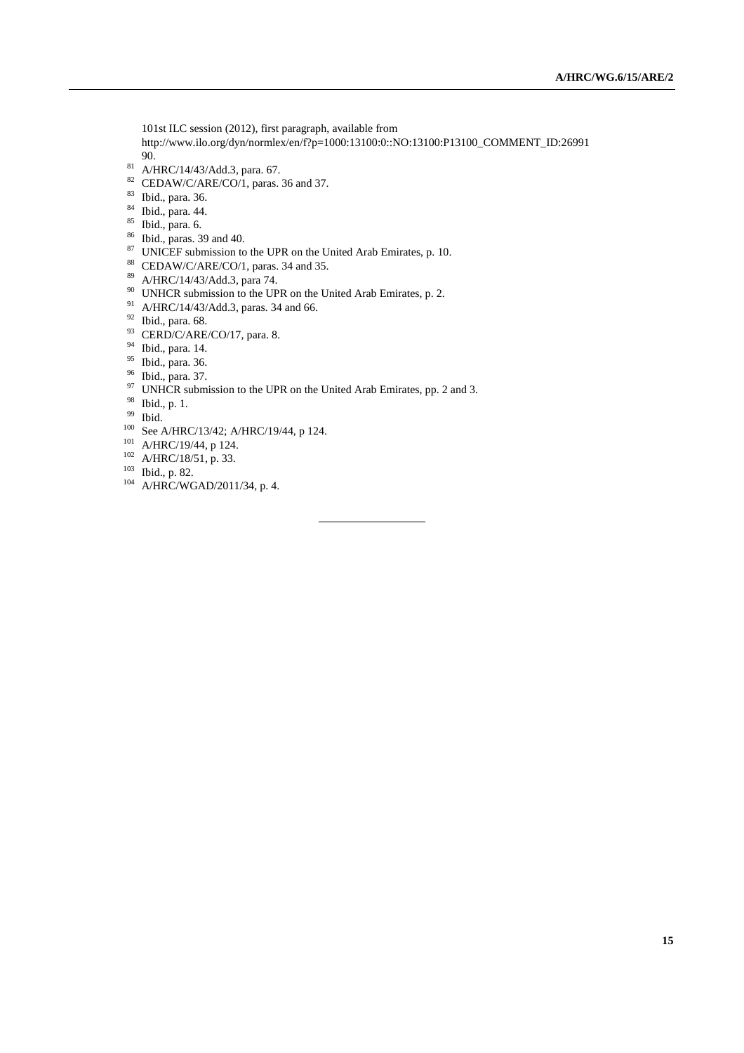101st ILC session (2012), first paragraph, available from http://www.ilo.org/dyn/normlex/en/f?p=1000:13100:0::NO:13100:P13100_COMMENT_ID:2699190.

[81] A/HRC/14/43/Add.3, para. 67.

[82] CEDAW/C/ARE/CO/1, paras. 36 and 37.

[83] Ibid., para. 36.

[84] Ibid., para. 44.

[85] Ibid., para. 6.

[86] Ibid., paras. 39 and 40.

[87] UNICEF submission to the UPR on the United Arab Emirates, p. 10.

[88] CEDAW/C/ARE/CO/1, paras. 34 and 35.

[89] A/HRC/14/43/Add.3, para 74.

[90] UNHCR submission to the UPR on the United Arab Emirates, p. 2.

[91] A/HRC/14/43/Add.3, paras. 34 and 66.

[92] Ibid., para. 68.

[93] CERD/C/ARE/CO/17, para. 8.

[94] Ibid., para. 14.

[95] Ibid., para. 36.

[96] Ibid., para. 37.

[97] UNHCR submission to the UPR on the United Arab Emirates, pp. 2 and 3.

[98] Ibid., p. 1.

[99] Ibid.

[100] See A/HRC/13/42; A/HRC/19/44, p 124.

[101] A/HRC/19/44, p 124.

[102] A/HRC/18/51, p. 33.

[103] Ibid., p. 82.

[104] A/HRC/WGAD/2011/34, p. 4.